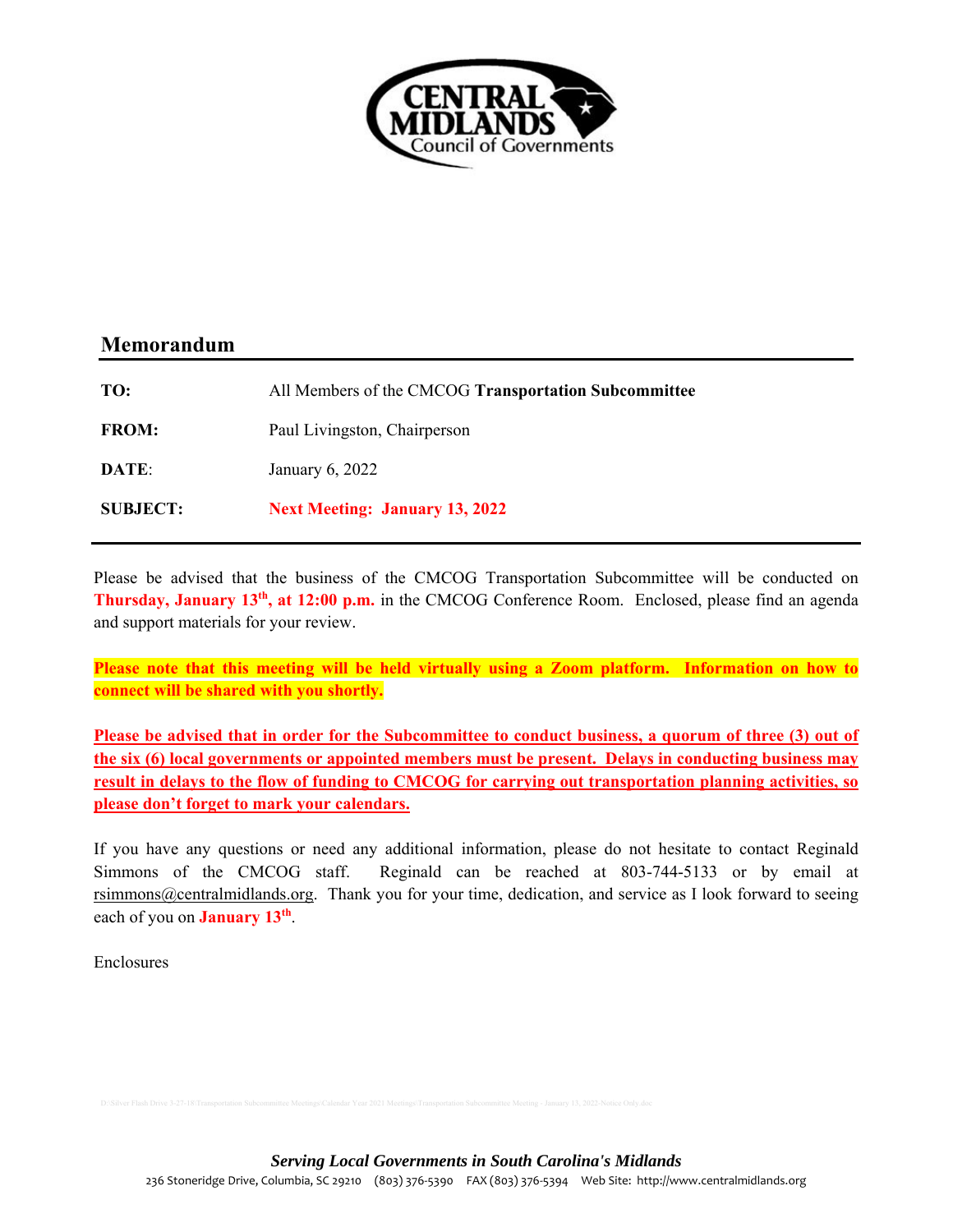CENTRAL MIDLANDS Council of Governments

## Memorandum

**TO:** All Members of the CMCOG **Transportation Subcommittee**

**FROM:** Paul Livingston, Chairperson

**DATE:** January 6, 2022

**SUBJECT:** **Next Meeting: January 13, 2022**

Please be advised that the business of the CMCOG Transportation Subcommittee will be conducted on **Thursday, January 13th, at 12:00 p.m.** in the CMCOG Conference Room. Enclosed, please find an agenda and support materials for your review.

**Please note that this meeting will be held virtually using a Zoom platform. Information on how to connect will be shared with you shortly.**

**Please be advised that in order for the Subcommittee to conduct business, a quorum of three (3) out of the six (6) local governments or appointed members must be present. Delays in conducting business may result in delays to the flow of funding to CMCOG for carrying out transportation planning activities, so please don't forget to mark your calendars.**

If you have any questions or need any additional information, please do not hesitate to contact Reginald Simmons of the CMCOG staff. Reginald can be reached at 803-744-5133 or by email at rsimmons@centralmidlands.org. Thank you for your time, dedication, and service as I look forward to seeing each of you on **January 13th**.

Enclosures

D:\Silver Flash Drive 3-27-18\Transportation Subcommittee Meetings\Calendar Year 2021 Meetings\Transportation Subcommittee Meeting - January 13, 2022-Notice Only.doc

***Serving Local Governments in South Carolina's Midlands***

236 Stoneridge Drive, Columbia, SC 29210 (803) 376-5390 FAX (803) 376-5394 Web Site: http://www.centralmidlands.org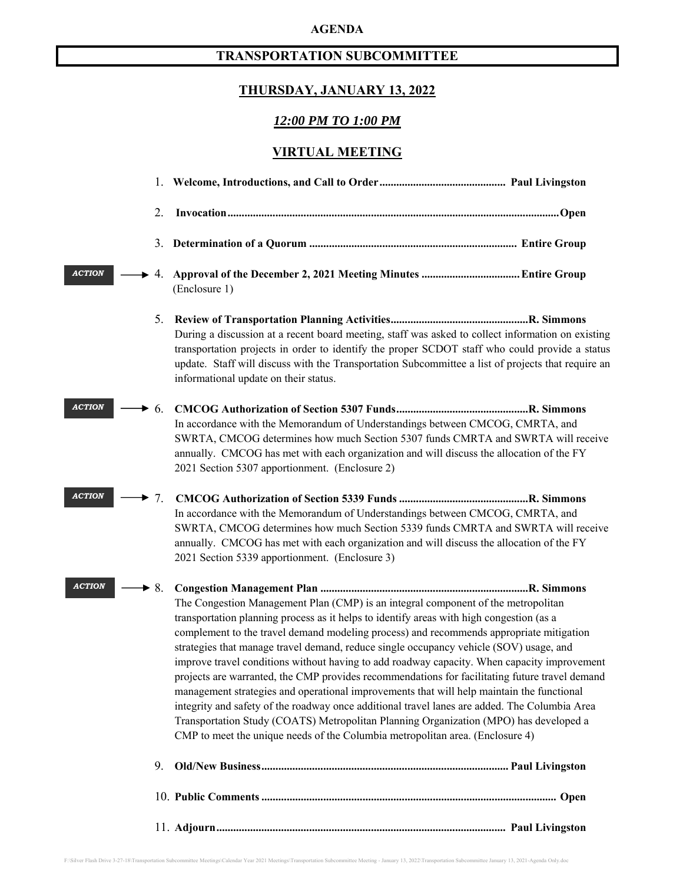**AGENDA**

# TRANSPORTATION SUBCOMMITTEE

## THURSDAY, JANUARY 13, 2022

## *12:00 PM TO 1:00 PM*

## VIRTUAL MEETING

1. **Welcome, Introductions, and Call to Order** .......................................... **Paul Livingston**

2. **Invocation** .......................................... **Open**

3. **Determination of a Quorum** .......................................... **Entire Group**

4. ***ACTION*** → **Approval of the December 2, 2021 Meeting Minutes** .......................................... **Entire Group**
   (Enclosure 1)

5. **Review of Transportation Planning Activities** .......................................... **R. Simmons**
   During a discussion at a recent board meeting, staff was asked to collect information on existing transportation projects in order to identify the proper SCDOT staff who could provide a status update. Staff will discuss with the Transportation Subcommittee a list of projects that require an informational update on their status.

6. ***ACTION*** → **CMCOG Authorization of Section 5307 Funds** .......................................... **R. Simmons**
   In accordance with the Memorandum of Understandings between CMCOG, CMRTA, and SWRTA, CMCOG determines how much Section 5307 funds CMRTA and SWRTA will receive annually. CMCOG has met with each organization and will discuss the allocation of the FY 2021 Section 5307 apportionment. (Enclosure 2)

7. ***ACTION*** → **CMCOG Authorization of Section 5339 Funds** .......................................... **R. Simmons**
   In accordance with the Memorandum of Understandings between CMCOG, CMRTA, and SWRTA, CMCOG determines how much Section 5339 funds CMRTA and SWRTA will receive annually. CMCOG has met with each organization and will discuss the allocation of the FY 2021 Section 5339 apportionment. (Enclosure 3)

8. ***ACTION*** → **Congestion Management Plan** .......................................... **R. Simmons**
   The Congestion Management Plan (CMP) is an integral component of the metropolitan transportation planning process as it helps to identify areas with high congestion (as a complement to the travel demand modeling process) and recommends appropriate mitigation strategies that manage travel demand, reduce single occupancy vehicle (SOV) usage, and improve travel conditions without having to add roadway capacity. When capacity improvement projects are warranted, the CMP provides recommendations for facilitating future travel demand management strategies and operational improvements that will help maintain the functional integrity and safety of the roadway once additional travel lanes are added. The Columbia Area Transportation Study (COATS) Metropolitan Planning Organization (MPO) has developed a CMP to meet the unique needs of the Columbia metropolitan area. (Enclosure 4)

9. **Old/New Business** .......................................... **Paul Livingston**

10. **Public Comments** .......................................... **Open**

11. **Adjourn** .......................................... **Paul Livingston**

F:\Silver Flash Drive 3-27-18\Transportation Subcommittee Meetings\Calendar Year 2021 Meetings\Transportation Subcommittee Meeting - January 13, 2022\Transportation Subcommittee January 13, 2021-Agenda Only.doc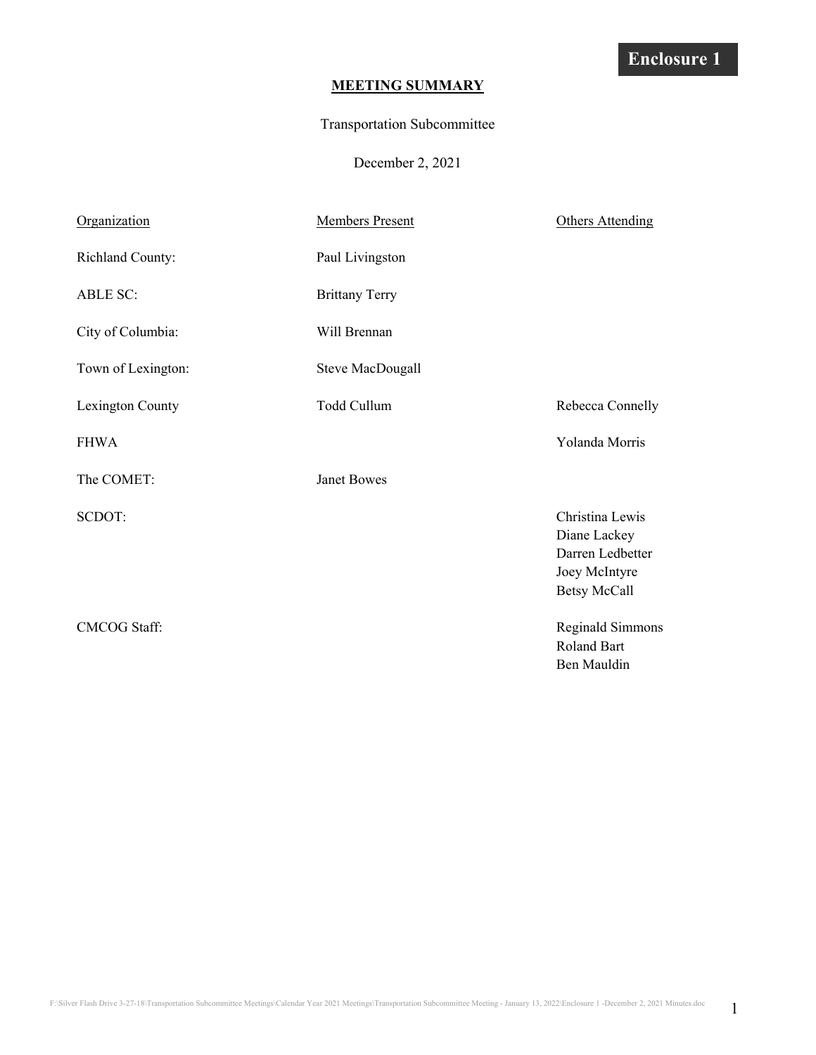**Enclosure 1**

**MEETING SUMMARY**

Transportation Subcommittee

December 2, 2021

| Organization | Members Present | Others Attending |
|---|---|---|
| Richland County: | Paul Livingston | |
| ABLE SC: | Brittany Terry | |
| City of Columbia: | Will Brennan | |
| Town of Lexington: | Steve MacDougall | |
| Lexington County | Todd Cullum | Rebecca Connelly |
| FHWA | | Yolanda Morris |
| The COMET: | Janet Bowes | |
| SCDOT: | | Christina Lewis<br>Diane Lackey<br>Darren Ledbetter<br>Joey McIntyre<br>Betsy McCall |
| CMCOG Staff: | | Reginald Simmons<br>Roland Bart<br>Ben Mauldin |

F:\Silver Flash Drive 3-27-18\Transportation Subcommittee Meetings\Calendar Year 2021 Meetings\Transportation Subcommittee Meeting - January 13, 2022\Enclosure 1 -December 2, 2021 Minutes.doc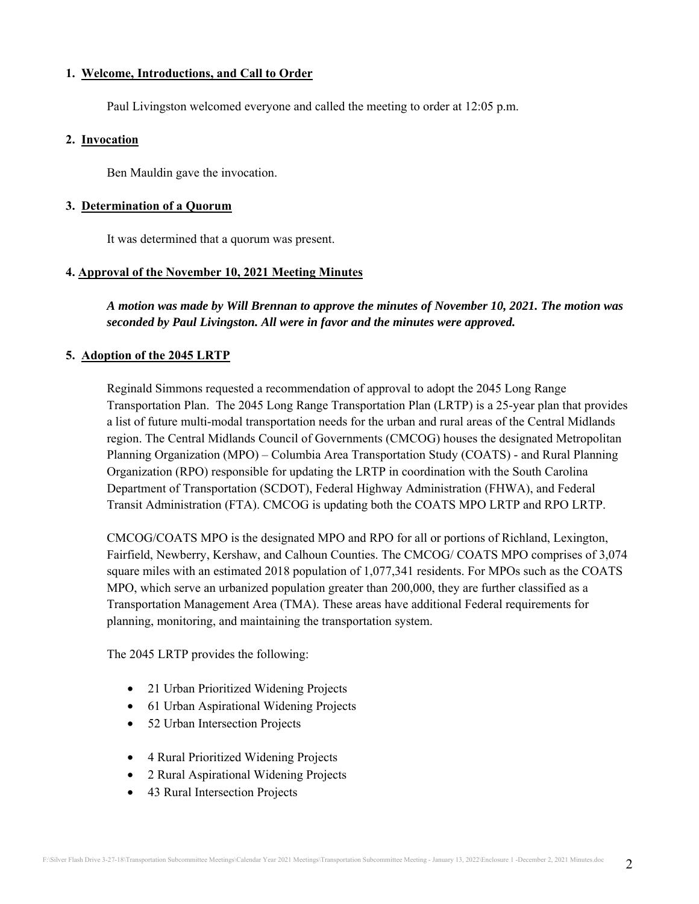**1. Welcome, Introductions, and Call to Order**

Paul Livingston welcomed everyone and called the meeting to order at 12:05 p.m.

**2. Invocation**

Ben Mauldin gave the invocation.

**3. Determination of a Quorum**

It was determined that a quorum was present.

**4. Approval of the November 10, 2021 Meeting Minutes**

***A motion was made by Will Brennan to approve the minutes of November 10, 2021. The motion was seconded by Paul Livingston. All were in favor and the minutes were approved.***

**5. Adoption of the 2045 LRTP**

Reginald Simmons requested a recommendation of approval to adopt the 2045 Long Range Transportation Plan. The 2045 Long Range Transportation Plan (LRTP) is a 25-year plan that provides a list of future multi-modal transportation needs for the urban and rural areas of the Central Midlands region. The Central Midlands Council of Governments (CMCOG) houses the designated Metropolitan Planning Organization (MPO) – Columbia Area Transportation Study (COATS) - and Rural Planning Organization (RPO) responsible for updating the LRTP in coordination with the South Carolina Department of Transportation (SCDOT), Federal Highway Administration (FHWA), and Federal Transit Administration (FTA). CMCOG is updating both the COATS MPO LRTP and RPO LRTP.

CMCOG/COATS MPO is the designated MPO and RPO for all or portions of Richland, Lexington, Fairfield, Newberry, Kershaw, and Calhoun Counties. The CMCOG/ COATS MPO comprises of 3,074 square miles with an estimated 2018 population of 1,077,341 residents. For MPOs such as the COATS MPO, which serve an urbanized population greater than 200,000, they are further classified as a Transportation Management Area (TMA). These areas have additional Federal requirements for planning, monitoring, and maintaining the transportation system.

The 2045 LRTP provides the following:

- 21 Urban Prioritized Widening Projects
- 61 Urban Aspirational Widening Projects
- 52 Urban Intersection Projects

- 4 Rural Prioritized Widening Projects
- 2 Rural Aspirational Widening Projects
- 43 Rural Intersection Projects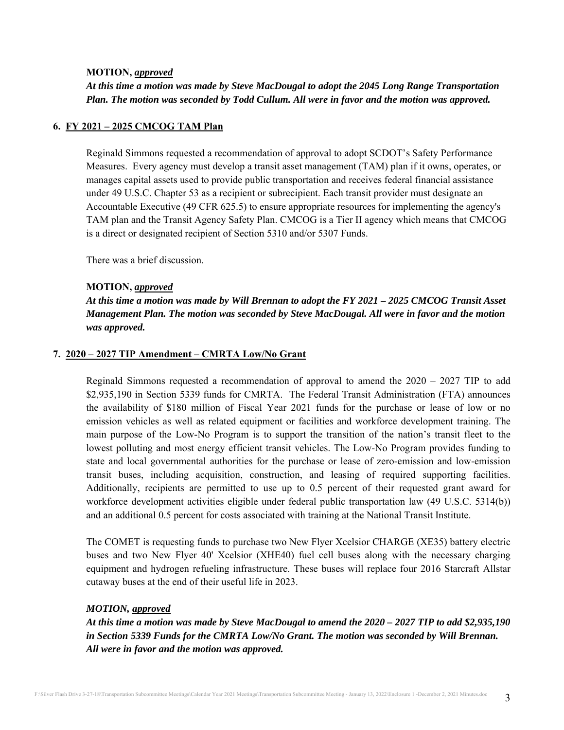**MOTION,** ***approved***

***At this time a motion was made by Steve MacDougal to adopt the 2045 Long Range Transportation Plan. The motion was seconded by Todd Cullum. All were in favor and the motion was approved.***

## 6. FY 2021 – 2025 CMCOG TAM Plan

Reginald Simmons requested a recommendation of approval to adopt SCDOT's Safety Performance Measures. Every agency must develop a transit asset management (TAM) plan if it owns, operates, or manages capital assets used to provide public transportation and receives federal financial assistance under 49 U.S.C. Chapter 53 as a recipient or subrecipient. Each transit provider must designate an Accountable Executive (49 CFR 625.5) to ensure appropriate resources for implementing the agency's TAM plan and the Transit Agency Safety Plan. CMCOG is a Tier II agency which means that CMCOG is a direct or designated recipient of Section 5310 and/or 5307 Funds.

There was a brief discussion.

**MOTION,** ***approved***

***At this time a motion was made by Will Brennan to adopt the FY 2021 – 2025 CMCOG Transit Asset Management Plan. The motion was seconded by Steve MacDougal. All were in favor and the motion was approved.***

## 7. 2020 – 2027 TIP Amendment – CMRTA Low/No Grant

Reginald Simmons requested a recommendation of approval to amend the 2020 – 2027 TIP to add $2,935,190 in Section 5339 funds for CMRTA. The Federal Transit Administration (FTA) announces the availability of $180 million of Fiscal Year 2021 funds for the purchase or lease of low or no emission vehicles as well as related equipment or facilities and workforce development training. The main purpose of the Low-No Program is to support the transition of the nation's transit fleet to the lowest polluting and most energy efficient transit vehicles. The Low-No Program provides funding to state and local governmental authorities for the purchase or lease of zero-emission and low-emission transit buses, including acquisition, construction, and leasing of required supporting facilities. Additionally, recipients are permitted to use up to 0.5 percent of their requested grant award for workforce development activities eligible under federal public transportation law (49 U.S.C. 5314(b)) and an additional 0.5 percent for costs associated with training at the National Transit Institute.

The COMET is requesting funds to purchase two New Flyer Xcelsior CHARGE (XE35) battery electric buses and two New Flyer 40' Xcelsior (XHE40) fuel cell buses along with the necessary charging equipment and hydrogen refueling infrastructure. These buses will replace four 2016 Starcraft Allstar cutaway buses at the end of their useful life in 2023.

***MOTION, approved***

***At this time a motion was made by Steve MacDougal to amend the 2020 – 2027 TIP to add $2,935,190 in Section 5339 Funds for the CMRTA Low/No Grant. The motion was seconded by Will Brennan. All were in favor and the motion was approved.***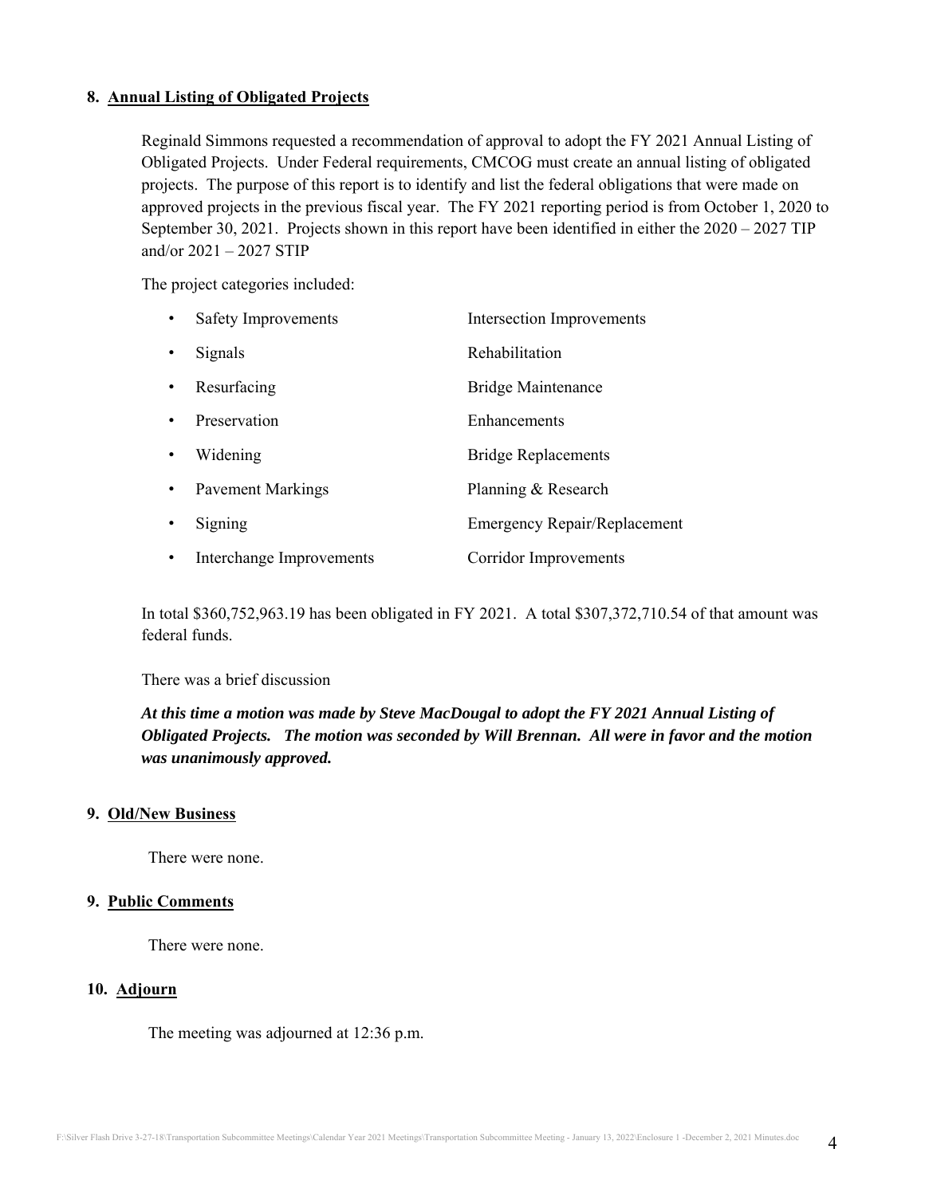**8. Annual Listing of Obligated Projects**

Reginald Simmons requested a recommendation of approval to adopt the FY 2021 Annual Listing of Obligated Projects. Under Federal requirements, CMCOG must create an annual listing of obligated projects. The purpose of this report is to identify and list the federal obligations that were made on approved projects in the previous fiscal year. The FY 2021 reporting period is from October 1, 2020 to September 30, 2021. Projects shown in this report have been identified in either the 2020 – 2027 TIP and/or 2021 – 2027 STIP

The project categories included:

- Safety Improvements
- Signals
- Resurfacing
- Preservation
- Widening
- Pavement Markings
- Signing
- Interchange Improvements
- Intersection Improvements
- Rehabilitation
- Bridge Maintenance
- Enhancements
- Bridge Replacements
- Planning & Research
- Emergency Repair/Replacement
- Corridor Improvements

In total $360,752,963.19 has been obligated in FY 2021. A total $307,372,710.54 of that amount was federal funds.

There was a brief discussion

***At this time a motion was made by Steve MacDougal to adopt the FY 2021 Annual Listing of Obligated Projects. The motion was seconded by Will Brennan. All were in favor and the motion was unanimously approved.***

**9. Old/New Business**

There were none.

**9. Public Comments**

There were none.

**10. Adjourn**

The meeting was adjourned at 12:36 p.m.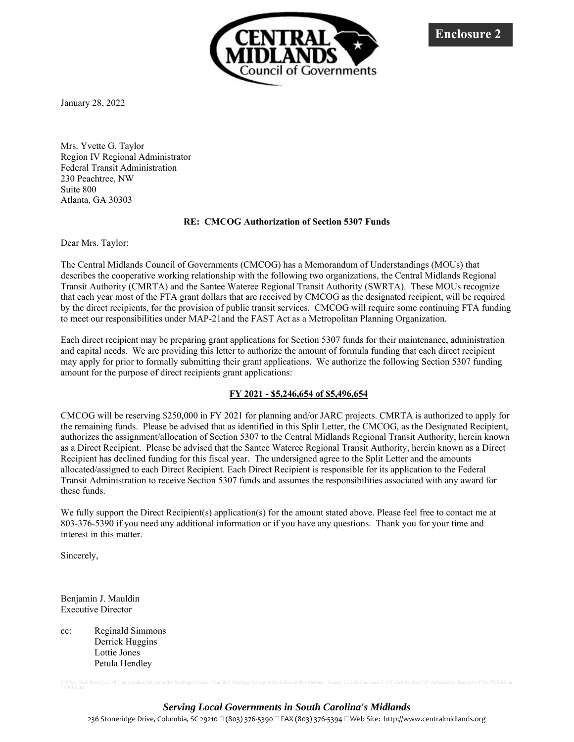**Enclosure 2**

CENTRAL MIDLANDS Council of Governments

January 28, 2022

Mrs. Yvette G. Taylor
Region IV Regional Administrator
Federal Transit Administration
230 Peachtree, NW
Suite 800
Atlanta, GA 30303

**RE: CMCOG Authorization of Section 5307 Funds**

Dear Mrs. Taylor:

The Central Midlands Council of Governments (CMCOG) has a Memorandum of Understandings (MOUs) that describes the cooperative working relationship with the following two organizations, the Central Midlands Regional Transit Authority (CMRTA) and the Santee Wateree Regional Transit Authority (SWRTA). These MOUs recognize that each year most of the FTA grant dollars that are received by CMCOG as the designated recipient, will be required by the direct recipients, for the provision of public transit services. CMCOG will require some continuing FTA funding to meet our responsibilities under MAP-21and the FAST Act as a Metropolitan Planning Organization.

Each direct recipient may be preparing grant applications for Section 5307 funds for their maintenance, administration and capital needs. We are providing this letter to authorize the amount of formula funding that each direct recipient may apply for prior to formally submitting their grant applications. We authorize the following Section 5307 funding amount for the purpose of direct recipients grant applications:

**FY 2021 - $5,246,654 of $5,496,654**

CMCOG will be reserving $250,000 in FY 2021 for planning and/or JARC projects. CMRTA is authorized to apply for the remaining funds. Please be advised that as identified in this Split Letter, the CMCOG, as the Designated Recipient, authorizes the assignment/allocation of Section 5307 to the Central Midlands Regional Transit Authority, herein known as a Direct Recipient. Please be advised that the Santee Wateree Regional Transit Authority, herein known as a Direct Recipient has declined funding for this fiscal year. The undersigned agree to the Split Letter and the amounts allocated/assigned to each Direct Recipient. Each Direct Recipient is responsible for its application to the Federal Transit Administration to receive Section 5307 funds and assumes the responsibilities associated with any award for these funds.

We fully support the Direct Recipient(s) application(s) for the amount stated above. Please feel free to contact me at 803-376-5390 if you need any additional information or if you have any questions. Thank you for your time and interest in this matter.

Sincerely,

Benjamin J. Mauldin
Executive Director

cc: Reginald Simmons
Derrick Huggins
Lottie Jones
Petula Hendley

*Serving Local Governments in South Carolina's Midlands*

236 Stoneridge Drive, Columbia, SC 29210 (803) 376-5390 FAX (803) 376-5394 Web Site: http://www.centralmidlands.org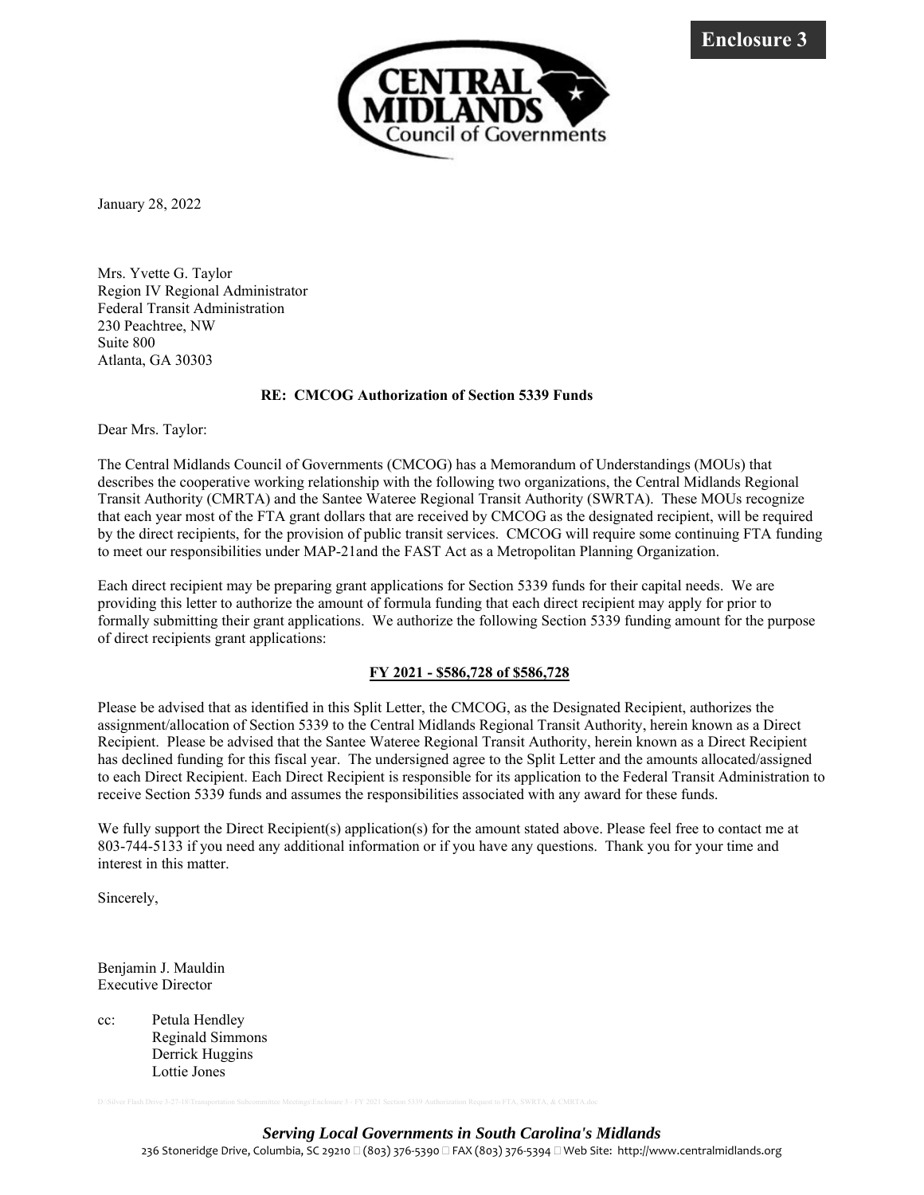**Enclosure 3**

**CENTRAL MIDLANDS Council of Governments**

January 28, 2022

Mrs. Yvette G. Taylor
Region IV Regional Administrator
Federal Transit Administration
230 Peachtree, NW
Suite 800
Atlanta, GA 30303

**RE: CMCOG Authorization of Section 5339 Funds**

Dear Mrs. Taylor:

The Central Midlands Council of Governments (CMCOG) has a Memorandum of Understandings (MOUs) that describes the cooperative working relationship with the following two organizations, the Central Midlands Regional Transit Authority (CMRTA) and the Santee Wateree Regional Transit Authority (SWRTA). These MOUs recognize that each year most of the FTA grant dollars that are received by CMCOG as the designated recipient, will be required by the direct recipients, for the provision of public transit services. CMCOG will require some continuing FTA funding to meet our responsibilities under MAP-21and the FAST Act as a Metropolitan Planning Organization.

Each direct recipient may be preparing grant applications for Section 5339 funds for their capital needs. We are providing this letter to authorize the amount of formula funding that each direct recipient may apply for prior to formally submitting their grant applications. We authorize the following Section 5339 funding amount for the purpose of direct recipients grant applications:

**FY 2021 - $586,728 of $586,728**

Please be advised that as identified in this Split Letter, the CMCOG, as the Designated Recipient, authorizes the assignment/allocation of Section 5339 to the Central Midlands Regional Transit Authority, herein known as a Direct Recipient. Please be advised that the Santee Wateree Regional Transit Authority, herein known as a Direct Recipient has declined funding for this fiscal year. The undersigned agree to the Split Letter and the amounts allocated/assigned to each Direct Recipient. Each Direct Recipient is responsible for its application to the Federal Transit Administration to receive Section 5339 funds and assumes the responsibilities associated with any award for these funds.

We fully support the Direct Recipient(s) application(s) for the amount stated above. Please feel free to contact me at 803-744-5133 if you need any additional information or if you have any questions. Thank you for your time and interest in this matter.

Sincerely,

Benjamin J. Mauldin
Executive Director

cc: Petula Hendley
Reginald Simmons
Derrick Huggins
Lottie Jones

D:\Silver Flash Drive 3-27-18\Transportation Subcommittee Meetings\Enclosure 3 - FY 2021 Section 5339 Authorization Request to FTA, SWRTA, & CMRTA.doc

***Serving Local Governments in South Carolina's Midlands***

236 Stoneridge Drive, Columbia, SC 29210 (803) 376-5390 FAX (803) 376-5394 Web Site: http://www.centralmidlands.org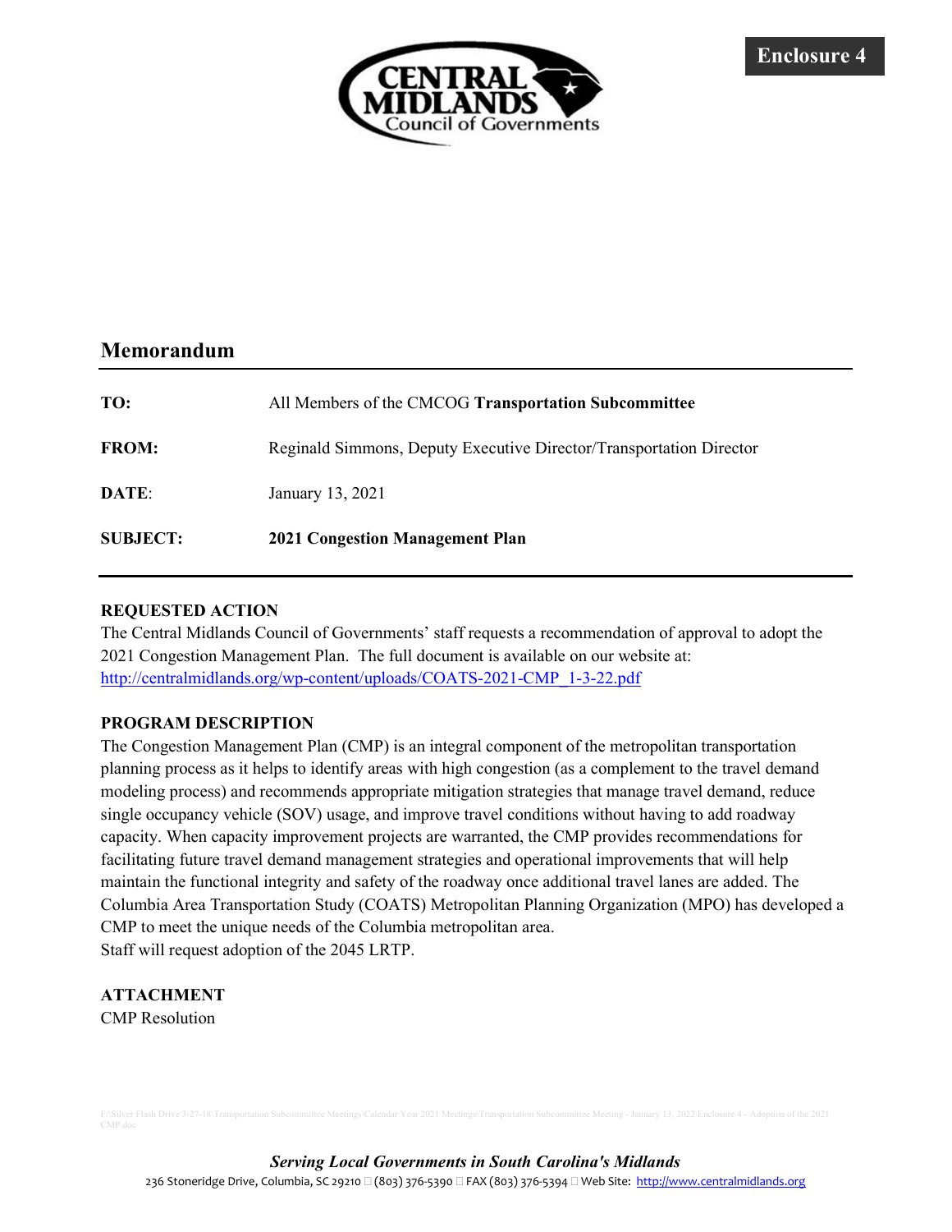Enclosure 4

CENTRAL MIDLANDS Council of Governments

## Memorandum

**TO:** All Members of the CMCOG **Transportation Subcommittee**

**FROM:** Reginald Simmons, Deputy Executive Director/Transportation Director

**DATE:** January 13, 2021

**SUBJECT:** **2021 Congestion Management Plan**

### REQUESTED ACTION

The Central Midlands Council of Governments' staff requests a recommendation of approval to adopt the 2021 Congestion Management Plan. The full document is available on our website at: http://centralmidlands.org/wp-content/uploads/COATS-2021-CMP_1-3-22.pdf

### PROGRAM DESCRIPTION

The Congestion Management Plan (CMP) is an integral component of the metropolitan transportation planning process as it helps to identify areas with high congestion (as a complement to the travel demand modeling process) and recommends appropriate mitigation strategies that manage travel demand, reduce single occupancy vehicle (SOV) usage, and improve travel conditions without having to add roadway capacity. When capacity improvement projects are warranted, the CMP provides recommendations for facilitating future travel demand management strategies and operational improvements that will help maintain the functional integrity and safety of the roadway once additional travel lanes are added. The Columbia Area Transportation Study (COATS) Metropolitan Planning Organization (MPO) has developed a CMP to meet the unique needs of the Columbia metropolitan area.
Staff will request adoption of the 2045 LRTP.

### ATTACHMENT

CMP Resolution

F:\Silver Flash Drive 3-27-18\Transportation Subcommittee Meetings\Calendar Year 2021 Meetings\Transportation Subcommittee Meeting - January 13, 2022\Enclosure 4 - Adoption of the 2021 CMP.doc

*Serving Local Governments in South Carolina's Midlands*

236 Stoneridge Drive, Columbia, SC 29210 □ (803) 376-5390 □ FAX (803) 376-5394 □ Web Site: http://www.centralmidlands.org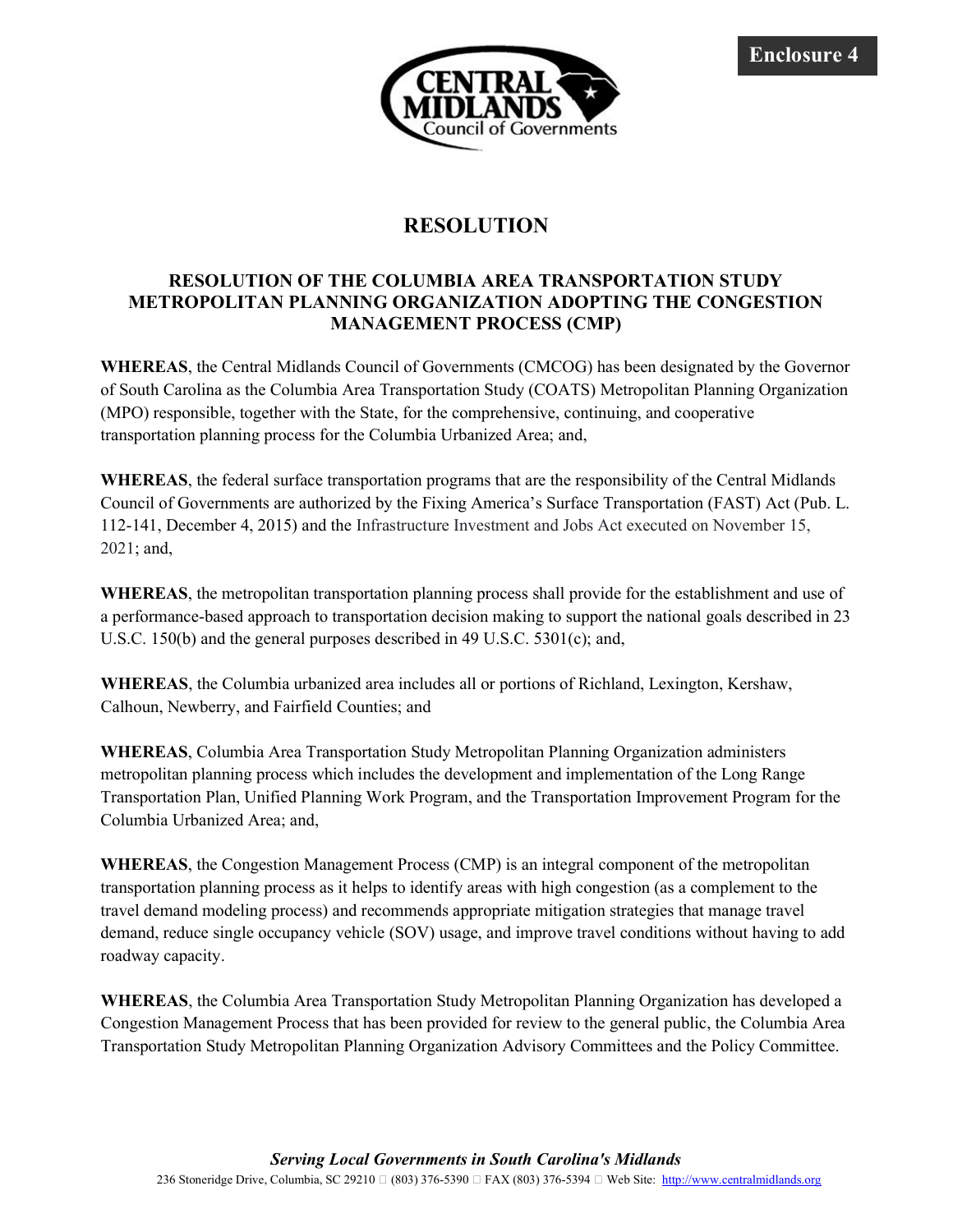Enclosure 4

# RESOLUTION

## RESOLUTION OF THE COLUMBIA AREA TRANSPORTATION STUDY METROPOLITAN PLANNING ORGANIZATION ADOPTING THE CONGESTION MANAGEMENT PROCESS (CMP)

**WHEREAS**, the Central Midlands Council of Governments (CMCOG) has been designated by the Governor of South Carolina as the Columbia Area Transportation Study (COATS) Metropolitan Planning Organization (MPO) responsible, together with the State, for the comprehensive, continuing, and cooperative transportation planning process for the Columbia Urbanized Area; and,

**WHEREAS**, the federal surface transportation programs that are the responsibility of the Central Midlands Council of Governments are authorized by the Fixing America's Surface Transportation (FAST) Act (Pub. L. 112-141, December 4, 2015) and the Infrastructure Investment and Jobs Act executed on November 15, 2021; and,

**WHEREAS**, the metropolitan transportation planning process shall provide for the establishment and use of a performance-based approach to transportation decision making to support the national goals described in 23 U.S.C. 150(b) and the general purposes described in 49 U.S.C. 5301(c); and,

**WHEREAS**, the Columbia urbanized area includes all or portions of Richland, Lexington, Kershaw, Calhoun, Newberry, and Fairfield Counties; and

**WHEREAS**, Columbia Area Transportation Study Metropolitan Planning Organization administers metropolitan planning process which includes the development and implementation of the Long Range Transportation Plan, Unified Planning Work Program, and the Transportation Improvement Program for the Columbia Urbanized Area; and,

**WHEREAS**, the Congestion Management Process (CMP) is an integral component of the metropolitan transportation planning process as it helps to identify areas with high congestion (as a complement to the travel demand modeling process) and recommends appropriate mitigation strategies that manage travel demand, reduce single occupancy vehicle (SOV) usage, and improve travel conditions without having to add roadway capacity.

**WHEREAS**, the Columbia Area Transportation Study Metropolitan Planning Organization has developed a Congestion Management Process that has been provided for review to the general public, the Columbia Area Transportation Study Metropolitan Planning Organization Advisory Committees and the Policy Committee.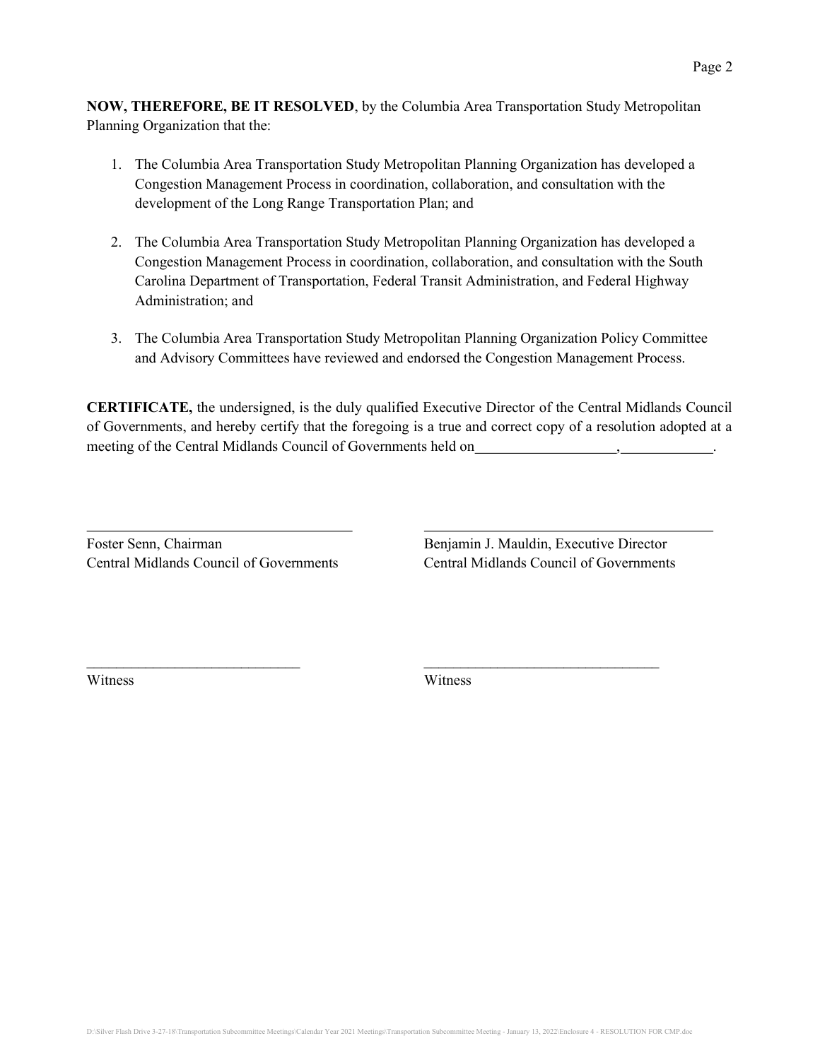**NOW, THEREFORE, BE IT RESOLVED**, by the Columbia Area Transportation Study Metropolitan Planning Organization that the:

1. The Columbia Area Transportation Study Metropolitan Planning Organization has developed a Congestion Management Process in coordination, collaboration, and consultation with the development of the Long Range Transportation Plan; and

2. The Columbia Area Transportation Study Metropolitan Planning Organization has developed a Congestion Management Process in coordination, collaboration, and consultation with the South Carolina Department of Transportation, Federal Transit Administration, and Federal Highway Administration; and

3. The Columbia Area Transportation Study Metropolitan Planning Organization Policy Committee and Advisory Committees have reviewed and endorsed the Congestion Management Process.

**CERTIFICATE,** the undersigned, is the duly qualified Executive Director of the Central Midlands Council of Governments, and hereby certify that the foregoing is a true and correct copy of a resolution adopted at a meeting of the Central Midlands Council of Governments held on___________________, ____________.

| | |
|---|---|
| ________________________________ | ________________________________ |
| Foster Senn, Chairman<br>Central Midlands Council of Governments | Benjamin J. Mauldin, Executive Director<br>Central Midlands Council of Governments |
| ________________________________ | ________________________________ |
| Witness | Witness |

D:\Silver Flash Drive 3-27-18\Transportation Subcommittee Meetings\Calendar Year 2021 Meetings\Transportation Subcommittee Meeting - January 13, 2022\Enclosure 4 - RESOLUTION FOR CMP.doc